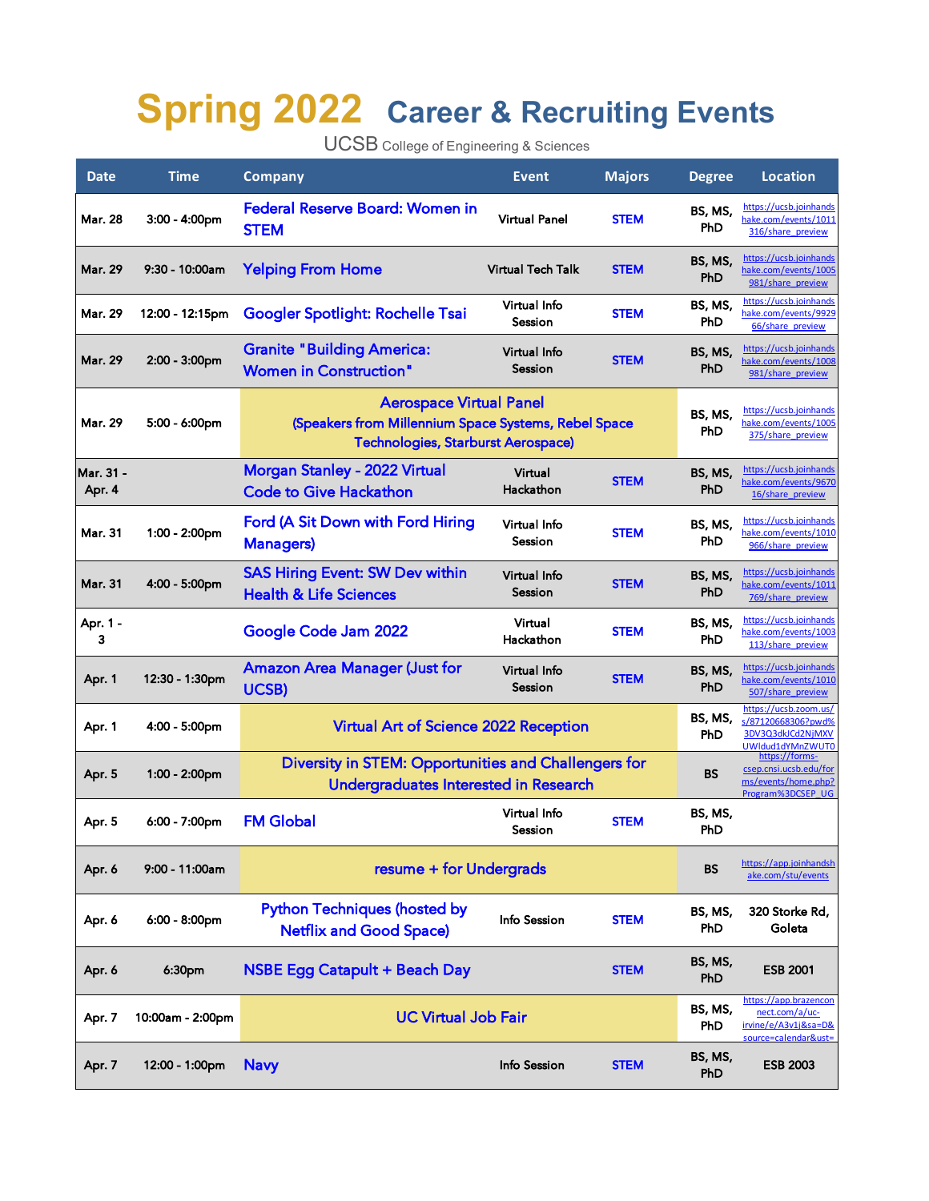# Spring 2022 Career & Recruiting Events

UCSB College of Engineering & Sciences

| Date | Time | Company | Event | Majors | Degree | Location |
|---|---|---|---|---|---|---|
| Mar. 28 | 3:00 - 4:00pm | Federal Reserve Board: Women in STEM | Virtual Panel | STEM | BS, MS, PhD | https://ucsb.joinhandshake.com/events/1011316/share_preview |
| Mar. 29 | 9:30 - 10:00am | Yelping From Home | Virtual Tech Talk | STEM | BS, MS, PhD | https://ucsb.joinhandshake.com/events/1005981/share_preview |
| Mar. 29 | 12:00 - 12:15pm | Googler Spotlight: Rochelle Tsai | Virtual Info Session | STEM | BS, MS, PhD | https://ucsb.joinhandshake.com/events/992966/share_preview |
| Mar. 29 | 2:00 - 3:00pm | Granite "Building America: Women in Construction" | Virtual Info Session | STEM | BS, MS, PhD | https://ucsb.joinhandshake.com/events/1008981/share_preview |
| Mar. 29 | 5:00 - 6:00pm | Aerospace Virtual Panel (Speakers from Millennium Space Systems, Rebel Space Technologies, Starburst Aerospace) | | | BS, MS, PhD | https://ucsb.joinhandshake.com/events/1005375/share_preview |
| Mar. 31 - Apr. 4 | | Morgan Stanley - 2022 Virtual Code to Give Hackathon | Virtual Hackathon | STEM | BS, MS, PhD | https://ucsb.joinhandshake.com/events/967016/share_preview |
| Mar. 31 | 1:00 - 2:00pm | Ford (A Sit Down with Ford Hiring Managers) | Virtual Info Session | STEM | BS, MS, PhD | https://ucsb.joinhandshake.com/events/1010966/share_preview |
| Mar. 31 | 4:00 - 5:00pm | SAS Hiring Event: SW Dev within Health & Life Sciences | Virtual Info Session | STEM | BS, MS, PhD | https://ucsb.joinhandshake.com/events/1011769/share_preview |
| Apr. 1 - 3 | | Google Code Jam 2022 | Virtual Hackathon | STEM | BS, MS, PhD | https://ucsb.joinhandshake.com/events/1003113/share_preview |
| Apr. 1 | 12:30 - 1:30pm | Amazon Area Manager (Just for UCSB) | Virtual Info Session | STEM | BS, MS, PhD | https://ucsb.joinhandshake.com/events/1010507/share_preview |
| Apr. 1 | 4:00 - 5:00pm | Virtual Art of Science 2022 Reception | | | BS, MS, PhD | https://ucsb.zoom.us/s/87120668306?pwd%3DV3Q3dkJCd2NjMXVUWldud1dYMnZWUT0 |
| Apr. 5 | 1:00 - 2:00pm | Diversity in STEM: Opportunities and Challengers for Undergraduates Interested in Research | | | BS | https://forms-csep.cnsi.ucsb.edu/forms/events/home.php?Program%3DCSEP_UG |
| Apr. 5 | 6:00 - 7:00pm | FM Global | Virtual Info Session | STEM | BS, MS, PhD | |
| Apr. 6 | 9:00 - 11:00am | resume + for Undergrads | | | BS | https://app.joinhandshake.com/stu/events |
| Apr. 6 | 6:00 - 8:00pm | Python Techniques (hosted by Netflix and Good Space) | Info Session | STEM | BS, MS, PhD | 320 Storke Rd, Goleta |
| Apr. 6 | 6:30pm | NSBE Egg Catapult + Beach Day | | STEM | BS, MS, PhD | ESB 2001 |
| Apr. 7 | 10:00am - 2:00pm | UC Virtual Job Fair | | | BS, MS, PhD | https://app.brazenconnect.com/a/uc-irvine/e/A3v1j&sa=D&source=calendar&ust= |
| Apr. 7 | 12:00 - 1:00pm | Navy | Info Session | STEM | BS, MS, PhD | ESB 2003 |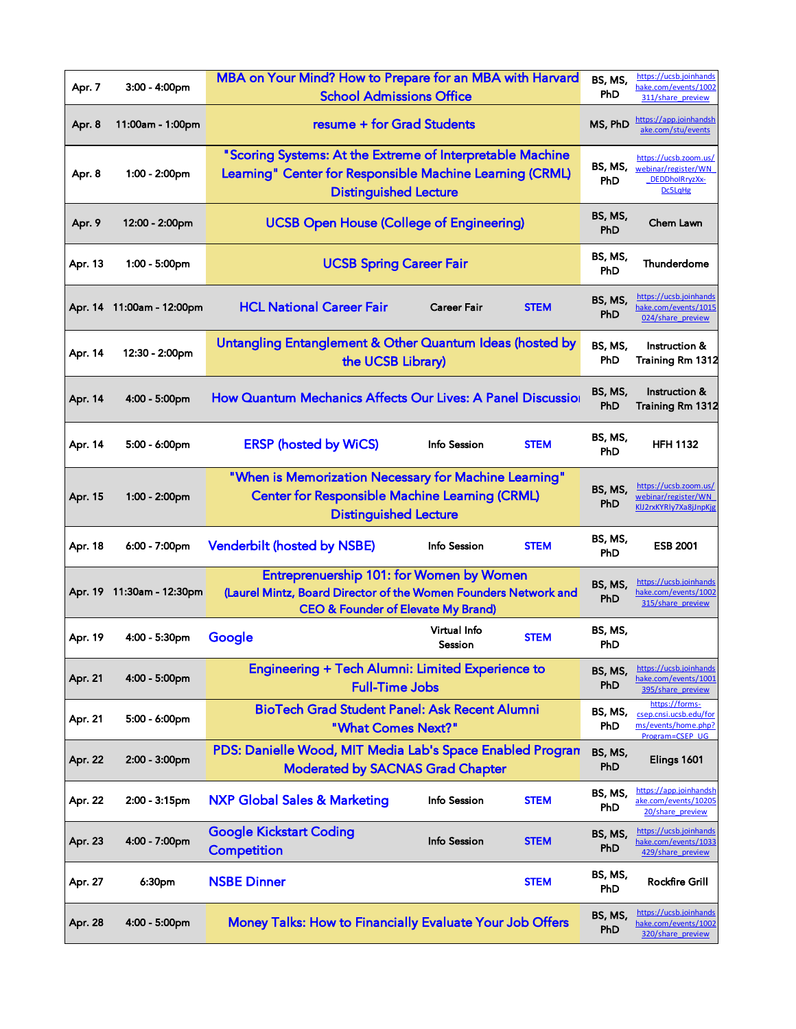| | | | | | | |
|---|---|---|---|---|---|---|
| Apr. 7 | 3:00 - 4:00pm | MBA on Your Mind? How to Prepare for an MBA with Harvard School Admissions Office | | | BS, MS, PhD | https://ucsb.joinhandshake.com/events/1002311/share_preview |
| Apr. 8 | 11:00am - 1:00pm | resume + for Grad Students | | | MS, PhD | https://app.joinhandshake.com/stu/events |
| Apr. 8 | 1:00 - 2:00pm | "Scoring Systems: At the Extreme of Interpretable Machine Learning" Center for Responsible Machine Learning (CRML) Distinguished Lecture | | | BS, MS, PhD | https://ucsb.zoom.us/webinar/register/WN_DEDDhoIRryzXx-Dc5LqHg |
| Apr. 9 | 12:00 - 2:00pm | UCSB Open House (College of Engineering) | | | BS, MS, PhD | Chem Lawn |
| Apr. 13 | 1:00 - 5:00pm | UCSB Spring Career Fair | | | BS, MS, PhD | Thunderdome |
| Apr. 14 | 11:00am - 12:00pm | HCL National Career Fair | Career Fair | STEM | BS, MS, PhD | https://ucsb.joinhandshake.com/events/1015024/share_preview |
| Apr. 14 | 12:30 - 2:00pm | Untangling Entanglement & Other Quantum Ideas (hosted by the UCSB Library) | | | BS, MS, PhD | Instruction & Training Rm 1312 |
| Apr. 14 | 4:00 - 5:00pm | How Quantum Mechanics Affects Our Lives: A Panel Discussion | | | BS, MS, PhD | Instruction & Training Rm 1312 |
| Apr. 14 | 5:00 - 6:00pm | ERSP (hosted by WiCS) | Info Session | STEM | BS, MS, PhD | HFH 1132 |
| Apr. 15 | 1:00 - 2:00pm | "When is Memorization Necessary for Machine Learning" Center for Responsible Machine Learning (CRML) Distinguished Lecture | | | BS, MS, PhD | https://ucsb.zoom.us/webinar/register/WN_KIJ2rxKYRly7Xa8jJnpKjg |
| Apr. 18 | 6:00 - 7:00pm | Venderbilt (hosted by NSBE) | Info Session | STEM | BS, MS, PhD | ESB 2001 |
| Apr. 19 | 11:30am - 12:30pm | Entreprenuership 101: for Women by Women (Laurel Mintz, Board Director of the Women Founders Network and CEO & Founder of Elevate My Brand) | | | BS, MS, PhD | https://ucsb.joinhandshake.com/events/1002315/share_preview |
| Apr. 19 | 4:00 - 5:30pm | Google | Virtual Info Session | STEM | BS, MS, PhD | |
| Apr. 21 | 4:00 - 5:00pm | Engineering + Tech Alumni: Limited Experience to Full-Time Jobs | | | BS, MS, PhD | https://ucsb.joinhandshake.com/events/1001395/share_preview |
| Apr. 21 | 5:00 - 6:00pm | BioTech Grad Student Panel: Ask Recent Alumni "What Comes Next?" | | | BS, MS, PhD | https://forms-csep.cnsi.ucsb.edu/forms/events/home.php?Program=CSEP_UG |
| Apr. 22 | 2:00 - 3:00pm | PDS: Danielle Wood, MIT Media Lab's Space Enabled Program Moderated by SACNAS Grad Chapter | | | BS, MS, PhD | Elings 1601 |
| Apr. 22 | 2:00 - 3:15pm | NXP Global Sales & Marketing | Info Session | STEM | BS, MS, PhD | https://app.joinhandshake.com/events/1020520/share_preview |
| Apr. 23 | 4:00 - 7:00pm | Google Kickstart Coding Competition | Info Session | STEM | BS, MS, PhD | https://ucsb.joinhandshake.com/events/1033429/share_preview |
| Apr. 27 | 6:30pm | NSBE Dinner | | STEM | BS, MS, PhD | Rockfire Grill |
| Apr. 28 | 4:00 - 5:00pm | Money Talks: How to Financially Evaluate Your Job Offers | | | BS, MS, PhD | https://ucsb.joinhandshake.com/events/1002320/share_preview |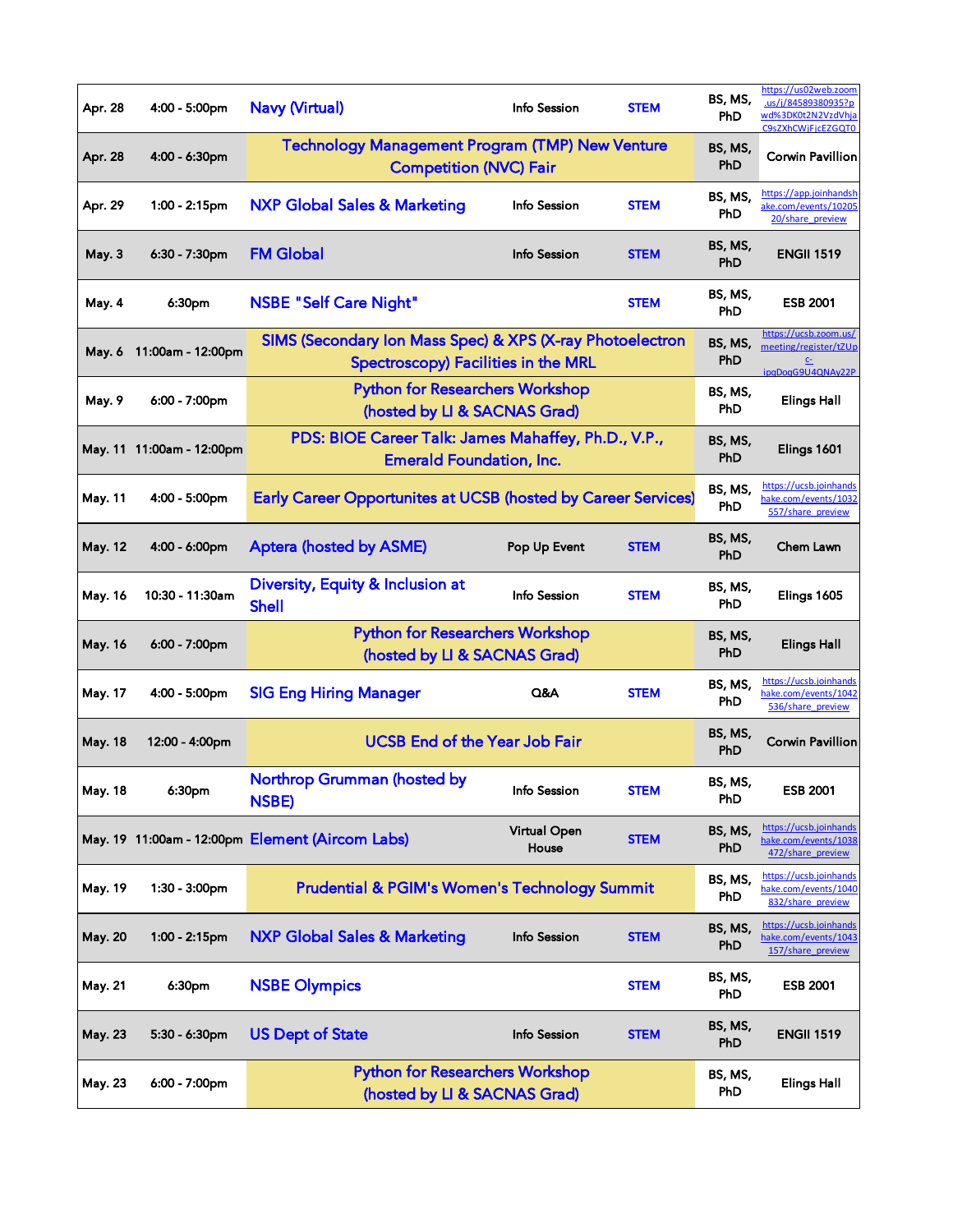| | | | | | | |
|---|---|---|---|---|---|---|
| Apr. 28 | 4:00 - 5:00pm | Navy (Virtual) | Info Session | STEM | BS, MS, PhD | https://us02web.zoom.us/j/84589380935?pwd%3DK0t2N2VzdVhjaC9sZXhCWjFjcEZGQT0 |
| Apr. 28 | 4:00 - 6:30pm | Technology Management Program (TMP) New Venture Competition (NVC) Fair | | | BS, MS, PhD | Corwin Pavillion |
| Apr. 29 | 1:00 - 2:15pm | NXP Global Sales & Marketing | Info Session | STEM | BS, MS, PhD | https://app.joinhandshake.com/events/1020520/share_preview |
| May. 3 | 6:30 - 7:30pm | FM Global | Info Session | STEM | BS, MS, PhD | ENGII 1519 |
| May. 4 | 6:30pm | NSBE "Self Care Night" | | STEM | BS, MS, PhD | ESB 2001 |
| May. 6 | 11:00am - 12:00pm | SIMS (Secondary Ion Mass Spec) & XPS (X-ray Photoelectron Spectroscopy) Facilities in the MRL | | | BS, MS, PhD | https://ucsb.zoom.us/meeting/register/tZUpc-ipqDoqG9U4QNAy22P |
| May. 9 | 6:00 - 7:00pm | Python for Researchers Workshop (hosted by LI & SACNAS Grad) | | | BS, MS, PhD | Elings Hall |
| May. 11 | 11:00am - 12:00pm | PDS: BIOE Career Talk: James Mahaffey, Ph.D., V.P., Emerald Foundation, Inc. | | | BS, MS, PhD | Elings 1601 |
| May. 11 | 4:00 - 5:00pm | Early Career Opportunites at UCSB (hosted by Career Services) | | | BS, MS, PhD | https://ucsb.joinhandshake.com/events/1032557/share_preview |
| May. 12 | 4:00 - 6:00pm | Aptera (hosted by ASME) | Pop Up Event | STEM | BS, MS, PhD | Chem Lawn |
| May. 16 | 10:30 - 11:30am | Diversity, Equity & Inclusion at Shell | Info Session | STEM | BS, MS, PhD | Elings 1605 |
| May. 16 | 6:00 - 7:00pm | Python for Researchers Workshop (hosted by LI & SACNAS Grad) | | | BS, MS, PhD | Elings Hall |
| May. 17 | 4:00 - 5:00pm | SIG Eng Hiring Manager | Q&A | STEM | BS, MS, PhD | https://ucsb.joinhandshake.com/events/1042536/share_preview |
| May. 18 | 12:00 - 4:00pm | UCSB End of the Year Job Fair | | | BS, MS, PhD | Corwin Pavillion |
| May. 18 | 6:30pm | Northrop Grumman (hosted by NSBE) | Info Session | STEM | BS, MS, PhD | ESB 2001 |
| May. 19 | 11:00am - 12:00pm | Element (Aircom Labs) | Virtual Open House | STEM | BS, MS, PhD | https://ucsb.joinhandshake.com/events/1038472/share_preview |
| May. 19 | 1:30 - 3:00pm | Prudential & PGIM's Women's Technology Summit | | | BS, MS, PhD | https://ucsb.joinhandshake.com/events/1040832/share_preview |
| May. 20 | 1:00 - 2:15pm | NXP Global Sales & Marketing | Info Session | STEM | BS, MS, PhD | https://ucsb.joinhandshake.com/events/1043157/share_preview |
| May. 21 | 6:30pm | NSBE Olympics | | STEM | BS, MS, PhD | ESB 2001 |
| May. 23 | 5:30 - 6:30pm | US Dept of State | Info Session | STEM | BS, MS, PhD | ENGII 1519 |
| May. 23 | 6:00 - 7:00pm | Python for Researchers Workshop (hosted by LI & SACNAS Grad) | | | BS, MS, PhD | Elings Hall |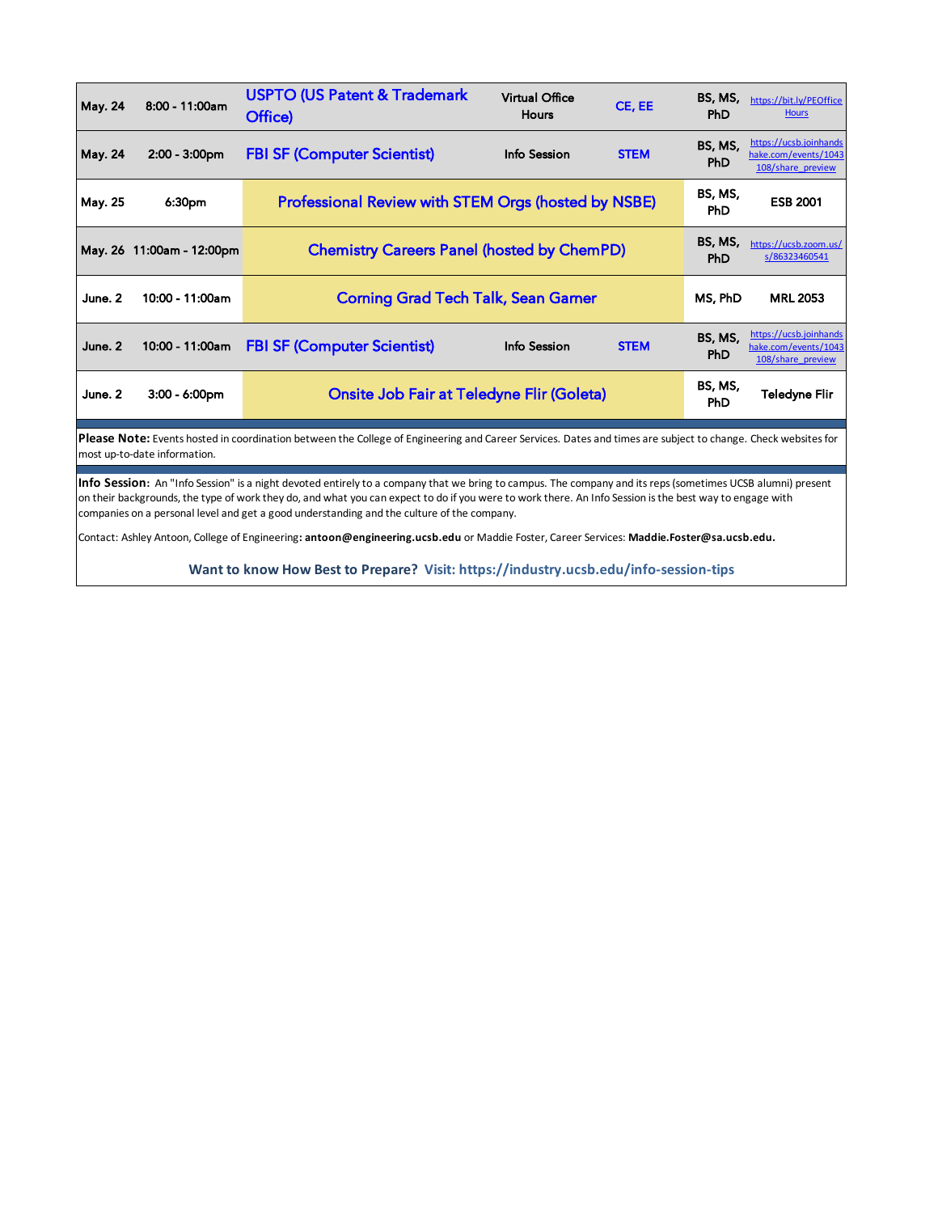| | | | | | | |
|---|---|---|---|---|---|---|
| May. 24 | 8:00 - 11:00am | USPTO (US Patent & Trademark Office) | Virtual Office Hours | CE, EE | BS, MS, PhD | https://bit.ly/PEOfficeHours |
| May. 24 | 2:00 - 3:00pm | FBI SF (Computer Scientist) | Info Session | STEM | BS, MS, PhD | https://ucsb.joinhandshake.com/events/1043108/share_preview |
| May. 25 | 6:30pm | Professional Review with STEM Orgs (hosted by NSBE) | | | BS, MS, PhD | ESB 2001 |
| May. 26 | 11:00am - 12:00pm | Chemistry Careers Panel (hosted by ChemPD) | | | BS, MS, PhD | https://ucsb.zoom.us/s/86323460541 |
| June. 2 | 10:00 - 11:00am | Corning Grad Tech Talk, Sean Garner | | | MS, PhD | MRL 2053 |
| June. 2 | 10:00 - 11:00am | FBI SF (Computer Scientist) | Info Session | STEM | BS, MS, PhD | https://ucsb.joinhandshake.com/events/1043108/share_preview |
| June. 2 | 3:00 - 6:00pm | Onsite Job Fair at Teledyne Flir (Goleta) | | | BS, MS, PhD | Teledyne Flir |

**Please Note:** Events hosted in coordination between the College of Engineering and Career Services. Dates and times are subject to change. Check websites for most up-to-date information.

**Info Session:** An "Info Session" is a night devoted entirely to a company that we bring to campus. The company and its reps (sometimes UCSB alumni) present on their backgrounds, the type of work they do, and what you can expect to do if you were to work there. An Info Session is the best way to engage with companies on a personal level and get a good understanding and the culture of the company.

Contact: Ashley Antoon, College of Engineering**: antoon@engineering.ucsb.edu** or Maddie Foster, Career Services: **Maddie.Foster@sa.ucsb.edu.**

**Want to know How Best to Prepare? Visit: https://industry.ucsb.edu/info-session-tips**